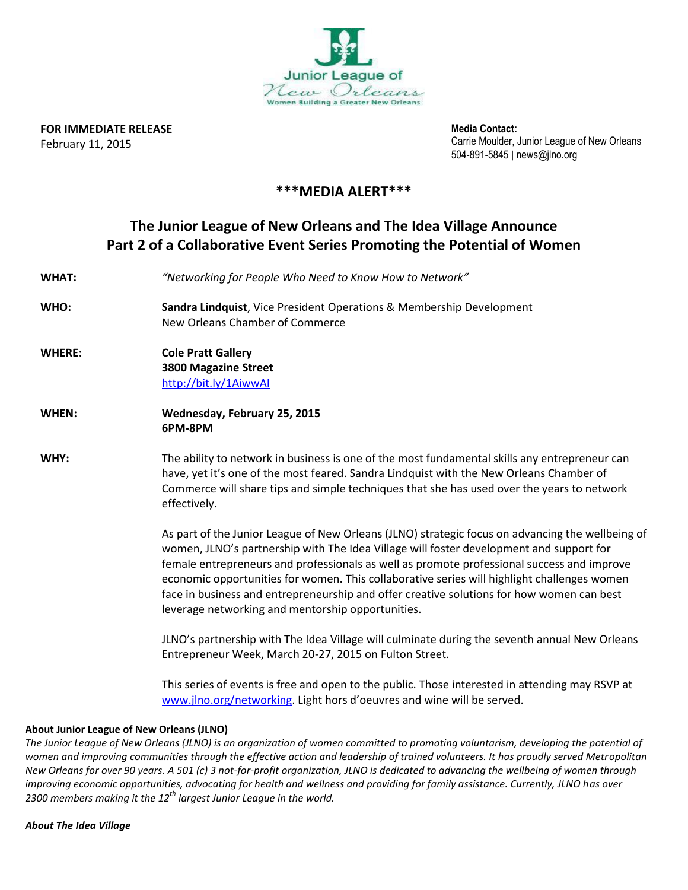Junior League of New Orleans
Women Building a Greater New Orleans

**FOR IMMEDIATE RELEASE**
February 11, 2015

**Media Contact:**
Carrie Moulder, Junior League of New Orleans
504-891-5845 | news@jlno.org

## ***MEDIA ALERT***

## The Junior League of New Orleans and The Idea Village Announce Part 2 of a Collaborative Event Series Promoting the Potential of Women

**WHAT:** *"Networking for People Who Need to Know How to Network"*

**WHO:** **Sandra Lindquist**, Vice President Operations & Membership Development
New Orleans Chamber of Commerce

**WHERE:** **Cole Pratt Gallery**
**3800 Magazine Street**
http://bit.ly/1AiwwAI

**WHEN:** **Wednesday, February 25, 2015**
**6PM-8PM**

**WHY:** The ability to network in business is one of the most fundamental skills any entrepreneur can have, yet it's one of the most feared. Sandra Lindquist with the New Orleans Chamber of Commerce will share tips and simple techniques that she has used over the years to network effectively.

As part of the Junior League of New Orleans (JLNO) strategic focus on advancing the wellbeing of women, JLNO's partnership with The Idea Village will foster development and support for female entrepreneurs and professionals as well as promote professional success and improve economic opportunities for women. This collaborative series will highlight challenges women face in business and entrepreneurship and offer creative solutions for how women can best leverage networking and mentorship opportunities.

JLNO's partnership with The Idea Village will culminate during the seventh annual New Orleans Entrepreneur Week, March 20-27, 2015 on Fulton Street.

This series of events is free and open to the public. Those interested in attending may RSVP at www.jlno.org/networking. Light hors d'oeuvres and wine will be served.

**About Junior League of New Orleans (JLNO)**

*The Junior League of New Orleans (JLNO) is an organization of women committed to promoting voluntarism, developing the potential of women and improving communities through the effective action and leadership of trained volunteers. It has proudly served Metropolitan New Orleans for over 90 years. A 501 (c) 3 not-for-profit organization, JLNO is dedicated to advancing the wellbeing of women through improving economic opportunities, advocating for health and wellness and providing for family assistance. Currently, JLNO has over 2300 members making it the 12th largest Junior League in the world.*

***About The Idea Village***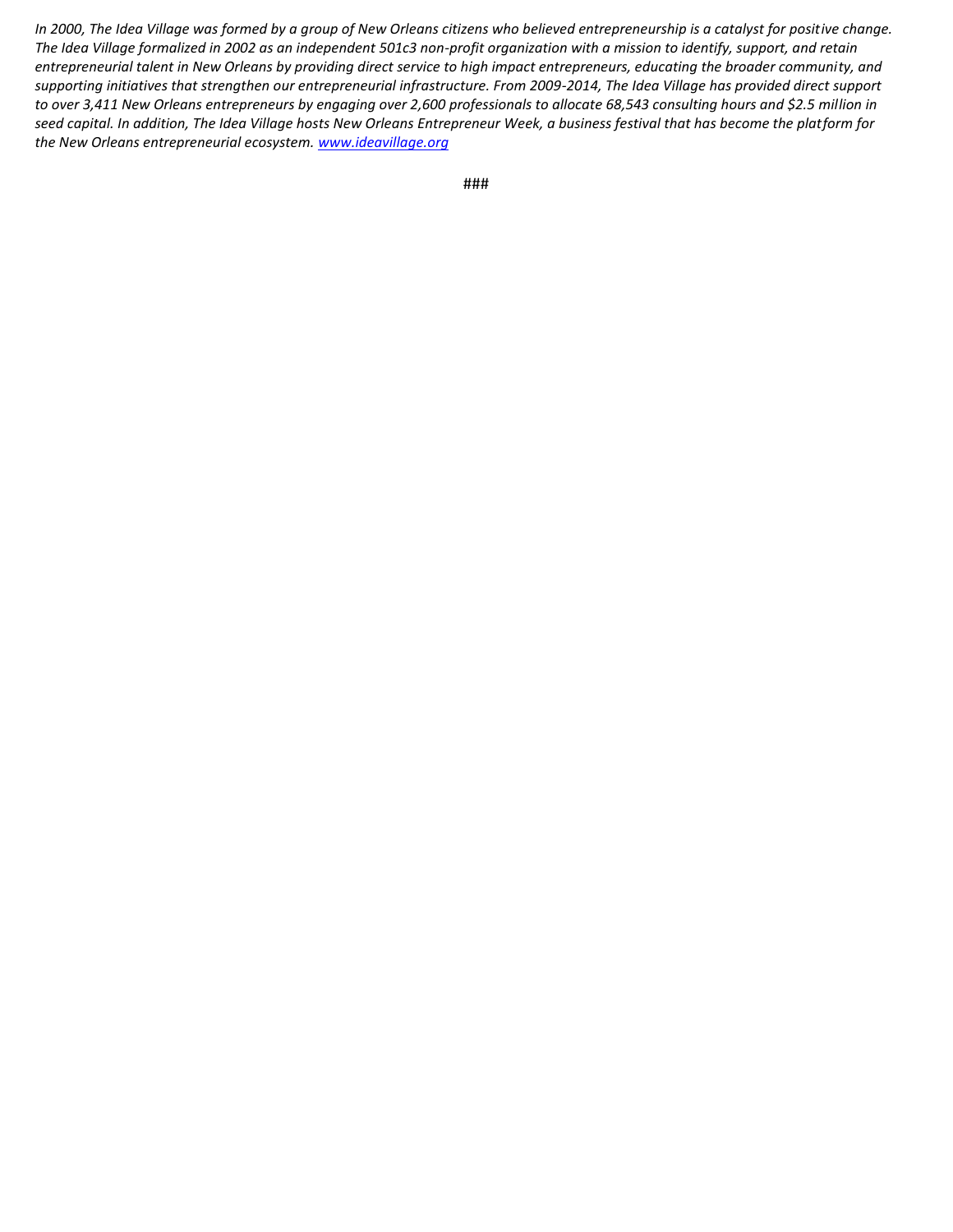*In 2000, The Idea Village was formed by a group of New Orleans citizens who believed entrepreneurship is a catalyst for positive change. The Idea Village formalized in 2002 as an independent 501c3 non-profit organization with a mission to identify, support, and retain entrepreneurial talent in New Orleans by providing direct service to high impact entrepreneurs, educating the broader community, and supporting initiatives that strengthen our entrepreneurial infrastructure. From 2009-2014, The Idea Village has provided direct support to over 3,411 New Orleans entrepreneurs by engaging over 2,600 professionals to allocate 68,543 consulting hours and $2.5 million in seed capital. In addition, The Idea Village hosts New Orleans Entrepreneur Week, a business festival that has become the platform for the New Orleans entrepreneurial ecosystem. [www.ideavillage.org](http://www.ideavillage.org)*

###